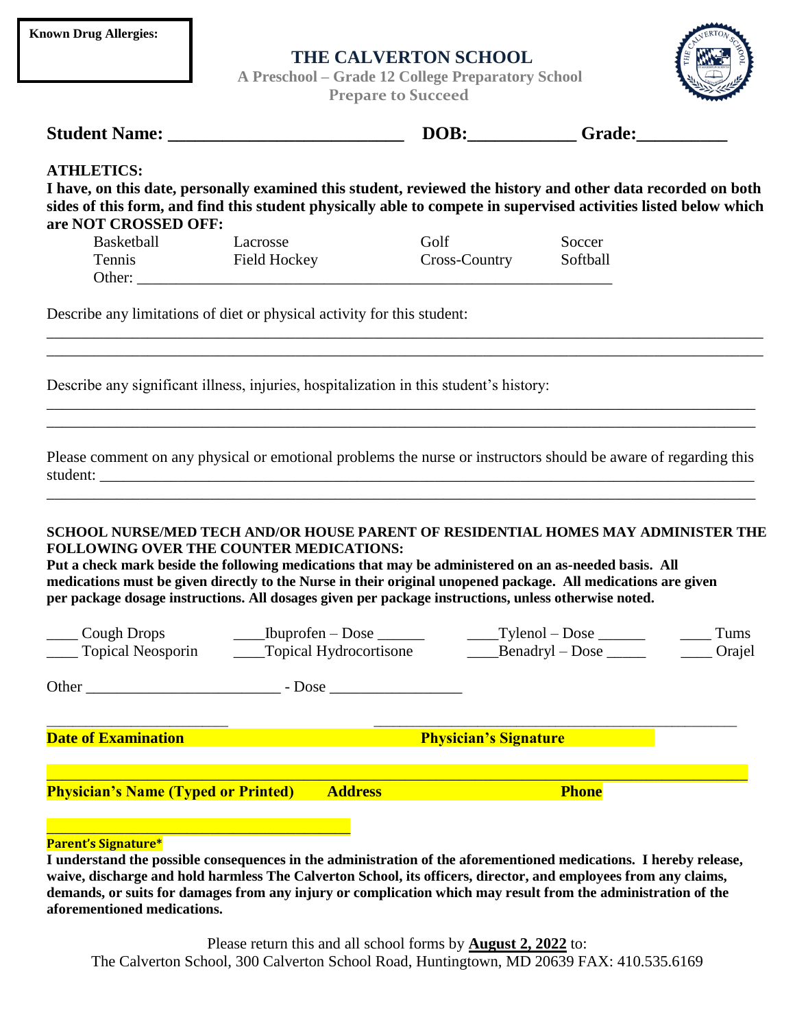**Known Drug Allergies:**

# THE CALVERTON SCHOOL

**A Preschool – Grade 12 College Preparatory School**

**Prepare to Succeed**

**Student Name: __________________________ DOB:___________ Grade:_________**

**ATHLETICS:**

**I have, on this date, personally examined this student, reviewed the history and other data recorded on both sides of this form, and find this student physically able to compete in supervised activities listed below which are NOT CROSSED OFF:**

| | | | |
|---|---|---|---|
| Basketball | Lacrosse | Golf | Soccer |
| Tennis | Field Hockey | Cross-Country | Softball |

Other: ___________________________________________________________

Describe any limitations of diet or physical activity for this student:

___________________________________________________________________________________________

___________________________________________________________________________________________

Describe any significant illness, injuries, hospitalization in this student's history:

___________________________________________________________________________________________

___________________________________________________________________________________________

Please comment on any physical or emotional problems the nurse or instructors should be aware of regarding this student: _______________________________________________________________________________

___________________________________________________________________________________________

**SCHOOL NURSE/MED TECH AND/OR HOUSE PARENT OF RESIDENTIAL HOMES MAY ADMINISTER THE FOLLOWING OVER THE COUNTER MEDICATIONS:**

**Put a check mark beside the following medications that may be administered on an as-needed basis. All medications must be given directly to the Nurse in their original unopened package. All medications are given per package dosage instructions. All dosages given per package instructions, unless otherwise noted.**

____ Cough Drops ____Ibuprofen – Dose ______ ____Tylenol – Dose ______ ____ Tums

____ Topical Neosporin ____Topical Hydrocortisone ____Benadryl – Dose _____ ____ Orajel

Other ________________________ - Dose ________________

________________________ ________________________________________________

**Date of Examination** **Physician's Signature**

___________________________________________________________________________________________

**Physician's Name (Typed or Printed)** **Address** **Phone**

________________________________________

**Parent's Signature***

**I understand the possible consequences in the administration of the aforementioned medications. I hereby release, waive, discharge and hold harmless The Calverton School, its officers, director, and employees from any claims, demands, or suits for damages from any injury or complication which may result from the administration of the aforementioned medications.**

Please return this and all school forms by **August 2, 2022** to:
The Calverton School, 300 Calverton School Road, Huntingtown, MD 20639 FAX: 410.535.6169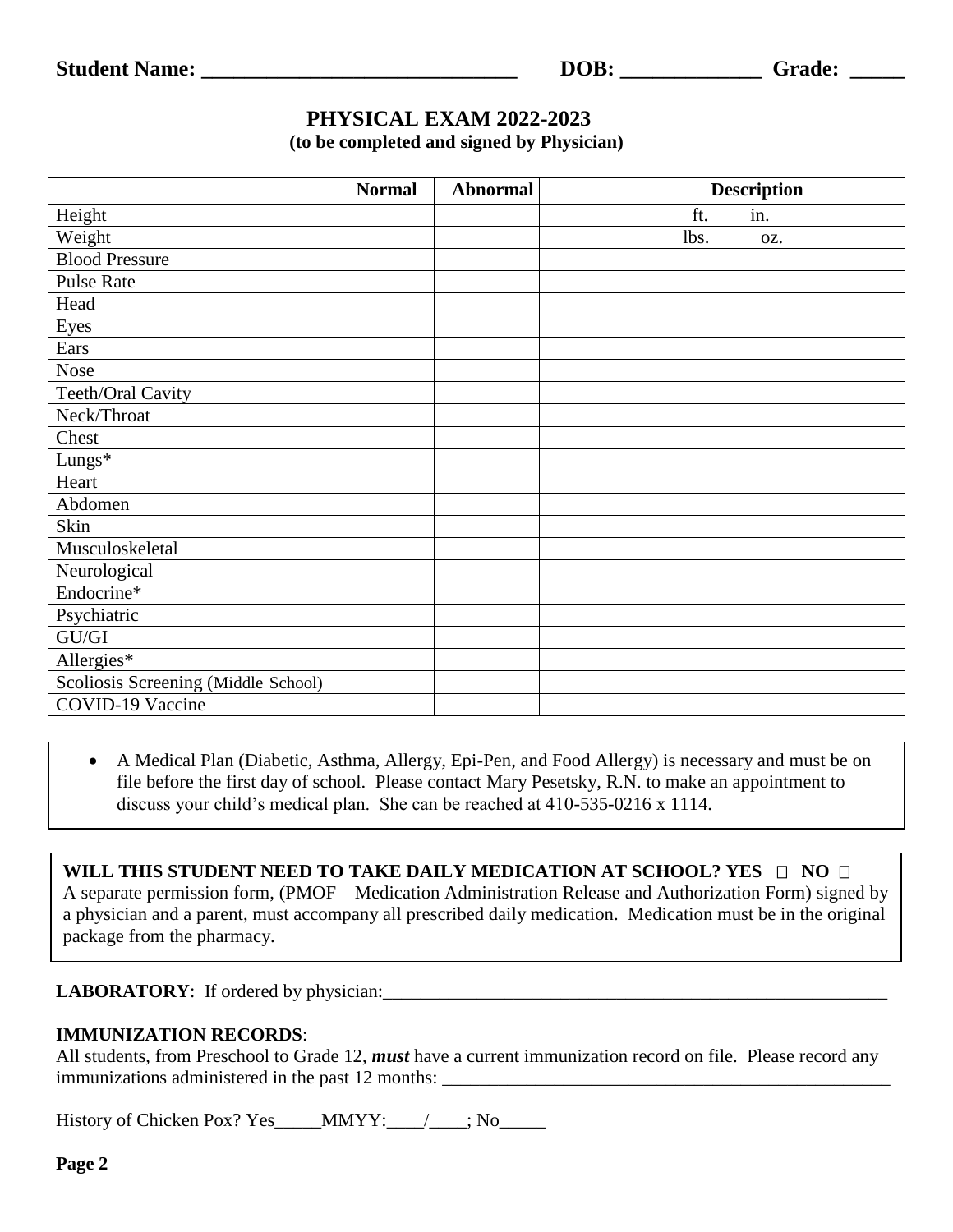**Student Name: _____________________________ DOB: _____________ Grade: _____**

# PHYSICAL EXAM 2022-2023

**(to be completed and signed by Physician)**

| | Normal | Abnormal | Description |
|---|---|---|---|
| Height | | | ft. in. |
| Weight | | | lbs. oz. |
| Blood Pressure | | | |
| Pulse Rate | | | |
| Head | | | |
| Eyes | | | |
| Ears | | | |
| Nose | | | |
| Teeth/Oral Cavity | | | |
| Neck/Throat | | | |
| Chest | | | |
| Lungs* | | | |
| Heart | | | |
| Abdomen | | | |
| Skin | | | |
| Musculoskeletal | | | |
| Neurological | | | |
| Endocrine* | | | |
| Psychiatric | | | |
| GU/GI | | | |
| Allergies* | | | |
| Scoliosis Screening (Middle School) | | | |
| COVID-19 Vaccine | | | |

- A Medical Plan (Diabetic, Asthma, Allergy, Epi-Pen, and Food Allergy) is necessary and must be on file before the first day of school. Please contact Mary Pesetsky, R.N. to make an appointment to discuss your child's medical plan. She can be reached at 410-535-0216 x 1114.

**WILL THIS STUDENT NEED TO TAKE DAILY MEDICATION AT SCHOOL? YES ☐ NO ☐**
A separate permission form, (PMOF – Medication Administration Release and Authorization Form) signed by a physician and a parent, must accompany all prescribed daily medication. Medication must be in the original package from the pharmacy.

**LABORATORY**: If ordered by physician:_______________________________________________________

**IMMUNIZATION RECORDS**:
All students, from Preschool to Grade 12, ***must*** have a current immunization record on file. Please record any immunizations administered in the past 12 months: _______________________________________________

History of Chicken Pox? Yes_____MMYY:____/____; No_____